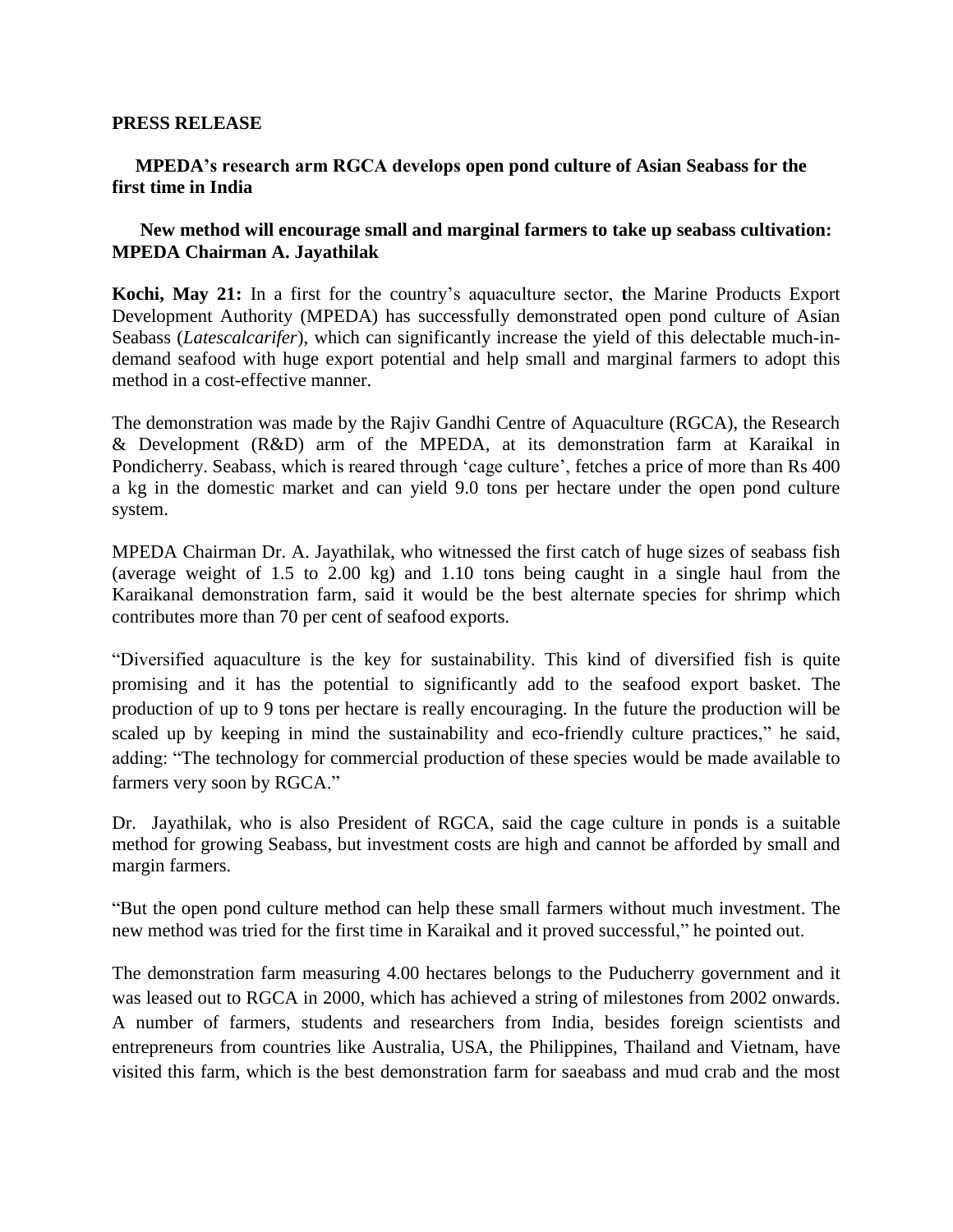**PRESS RELEASE**

**MPEDA's research arm RGCA develops open pond culture of Asian Seabass for the first time in India**

**New method will encourage small and marginal farmers to take up seabass cultivation: MPEDA Chairman A. Jayathilak**

**Kochi, May 21:** In a first for the country's aquaculture sector, **t**he Marine Products Export Development Authority (MPEDA) has successfully demonstrated open pond culture of Asian Seabass (*Latescalcarifer*), which can significantly increase the yield of this delectable much-in-demand seafood with huge export potential and help small and marginal farmers to adopt this method in a cost-effective manner.

The demonstration was made by the Rajiv Gandhi Centre of Aquaculture (RGCA), the Research & Development (R&D) arm of the MPEDA, at its demonstration farm at Karaikal in Pondicherry. Seabass, which is reared through 'cage culture', fetches a price of more than Rs 400 a kg in the domestic market and can yield 9.0 tons per hectare under the open pond culture system.

MPEDA Chairman Dr. A. Jayathilak, who witnessed the first catch of huge sizes of seabass fish (average weight of 1.5 to 2.00 kg) and 1.10 tons being caught in a single haul from the Karaikanal demonstration farm, said it would be the best alternate species for shrimp which contributes more than 70 per cent of seafood exports.

"Diversified aquaculture is the key for sustainability. This kind of diversified fish is quite promising and it has the potential to significantly add to the seafood export basket. The production of up to 9 tons per hectare is really encouraging. In the future the production will be scaled up by keeping in mind the sustainability and eco-friendly culture practices," he said, adding: "The technology for commercial production of these species would be made available to farmers very soon by RGCA."

Dr. Jayathilak, who is also President of RGCA, said the cage culture in ponds is a suitable method for growing Seabass, but investment costs are high and cannot be afforded by small and margin farmers.

"But the open pond culture method can help these small farmers without much investment. The new method was tried for the first time in Karaikal and it proved successful," he pointed out.

The demonstration farm measuring 4.00 hectares belongs to the Puducherry government and it was leased out to RGCA in 2000, which has achieved a string of milestones from 2002 onwards. A number of farmers, students and researchers from India, besides foreign scientists and entrepreneurs from countries like Australia, USA, the Philippines, Thailand and Vietnam, have visited this farm, which is the best demonstration farm for saeabass and mud crab and the most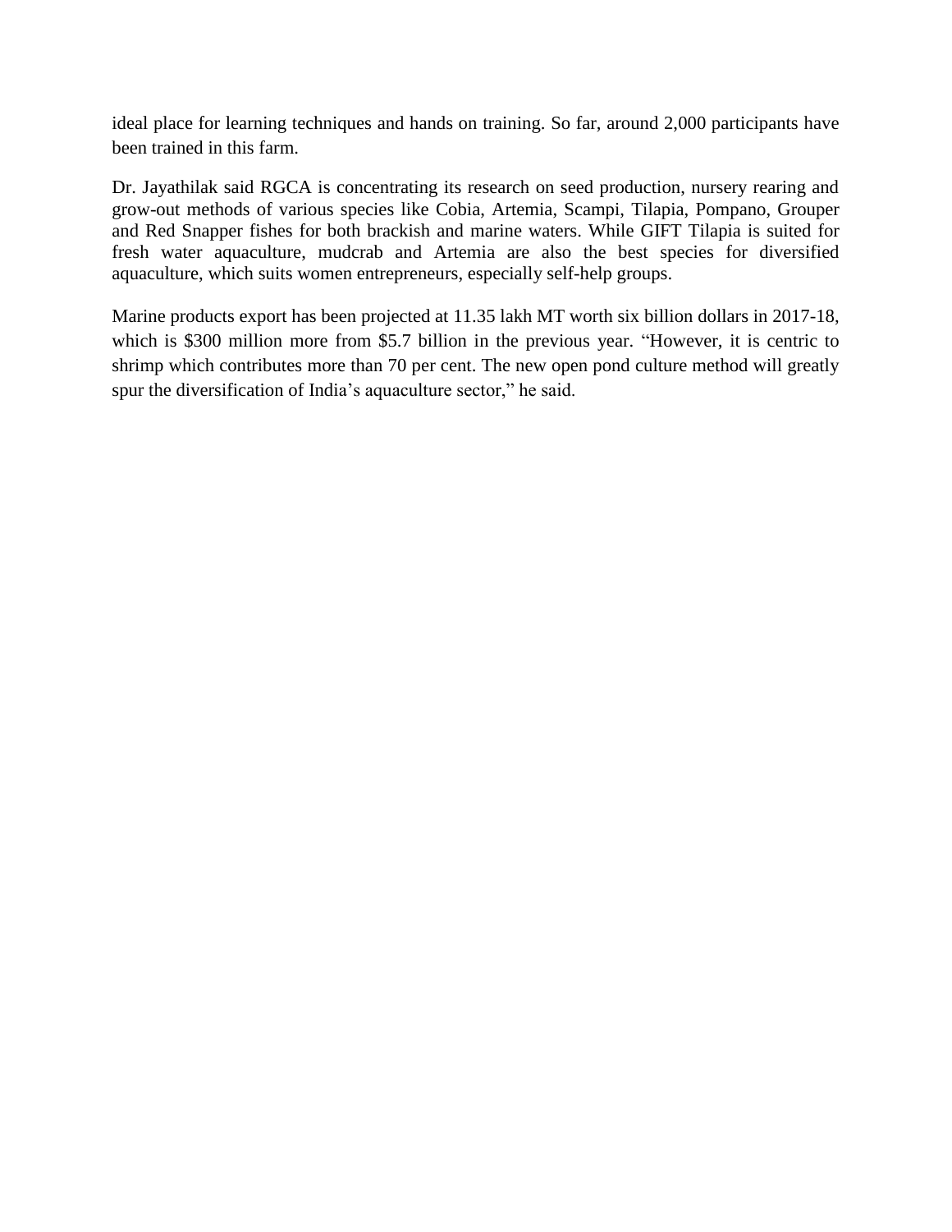ideal place for learning techniques and hands on training. So far, around 2,000 participants have been trained in this farm.

Dr. Jayathilak said RGCA is concentrating its research on seed production, nursery rearing and grow-out methods of various species like Cobia, Artemia, Scampi, Tilapia, Pompano, Grouper and Red Snapper fishes for both brackish and marine waters. While GIFT Tilapia is suited for fresh water aquaculture, mudcrab and Artemia are also the best species for diversified aquaculture, which suits women entrepreneurs, especially self-help groups.

Marine products export has been projected at 11.35 lakh MT worth six billion dollars in 2017-18, which is $300 million more from $5.7 billion in the previous year. "However, it is centric to shrimp which contributes more than 70 per cent. The new open pond culture method will greatly spur the diversification of India's aquaculture sector," he said.